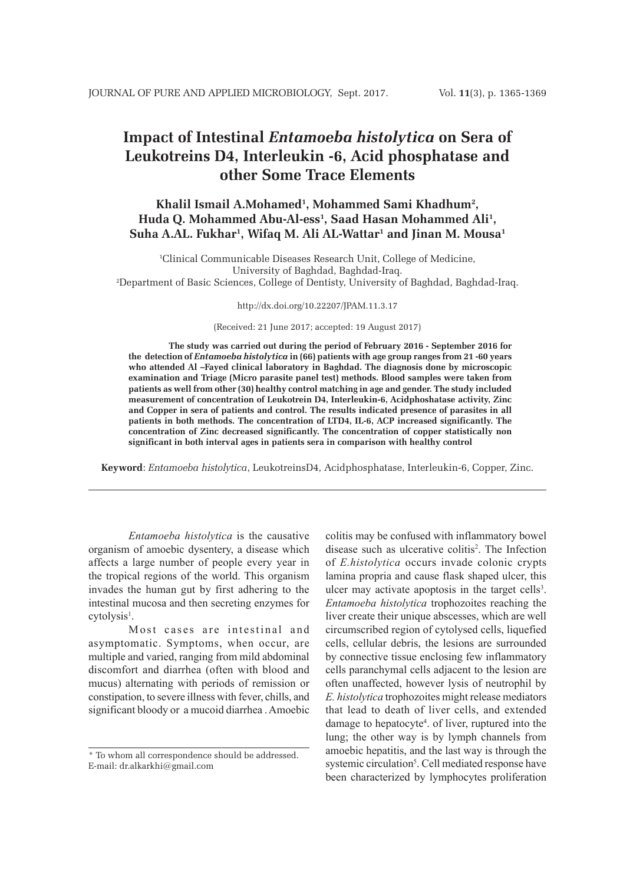# Impact of Intestinal *Entamoeba histolytica* on Sera of Leukotreins D4, Interleukin -6, Acid phosphatase and other Some Trace Elements

**Khalil Ismail A.Mohamed[1], Mohammed Sami Khadhum[2], Huda Q. Mohammed Abu-Al-ess[1], Saad Hasan Mohammed Ali[1], Suha A.AL. Fukhar[1], Wifaq M. Ali AL-Wattar[1] and Jinan M. Mousa[1]**

[1]Clinical Communicable Diseases Research Unit, College of Medicine, University of Baghdad, Baghdad-Iraq.
[2]Department of Basic Sciences, College of Dentisty, University of Baghdad, Baghdad-Iraq.

http://dx.doi.org/10.22207/JPAM.11.3.17

(Received: 21 June 2017; accepted: 19 August 2017)

**The study was carried out during the period of February 2016 - September 2016 for the detection of *Entamoeba histolytica* in (66) patients with age group ranges from 21 -60 years who attended Al –Fayed clinical laboratory in Baghdad. The diagnosis done by microscopic examination and Triage (Micro parasite panel test) methods. Blood samples were taken from patients as well from other (30) healthy control matching in age and gender. The study included measurement of concentration of Leukotrein D4, Interleukin-6, Acidphoshatase activity, Zinc and Copper in sera of patients and control. The results indicated presence of parasites in all patients in both methods. The concentration of LTD4, IL-6, ACP increased significantly. The concentration of Zinc decreased significantly. The concentration of copper statistically non significant in both interval ages in patients sera in comparison with healthy control**

**Keyword**: *Entamoeba histolytica*, LeukotreinsD4, Acidphosphatase, Interleukin-6, Copper, Zinc.

---

*Entamoeba histolytica* is the causative organism of amoebic dysentery, a disease which affects a large number of people every year in the tropical regions of the world. This organism invades the human gut by first adhering to the intestinal mucosa and then secreting enzymes for cytolysis[1].

Most cases are intestinal and asymptomatic. Symptoms, when occur, are multiple and varied, ranging from mild abdominal discomfort and diarrhea (often with blood and mucus) alternating with periods of remission or constipation, to severe illness with fever, chills, and significant bloody or a mucoid diarrhea . Amoebic colitis may be confused with inflammatory bowel disease such as ulcerative colitis[2]. The Infection of *E.histolytica* occurs invade colonic crypts lamina propria and cause flask shaped ulcer, this ulcer may activate apoptosis in the target cells[3]. *Entamoeba histolytica* trophozoites reaching the liver create their unique abscesses, which are well circumscribed region of cytolysed cells, liquefied cells, cellular debris, the lesions are surrounded by connective tissue enclosing few inflammatory cells paranchymal cells adjacent to the lesion are often unaffected, however lysis of neutrophil by *E. histolytica* trophozoites might release mediators that lead to death of liver cells, and extended damage to hepatocyte[4]. of liver, ruptured into the lung; the other way is by lymph channels from amoebic hepatitis, and the last way is through the systemic circulation[5]. Cell mediated response have been characterized by lymphocytes proliferation

\* To whom all correspondence should be addressed.
E-mail: dr.alkarkhi@gmail.com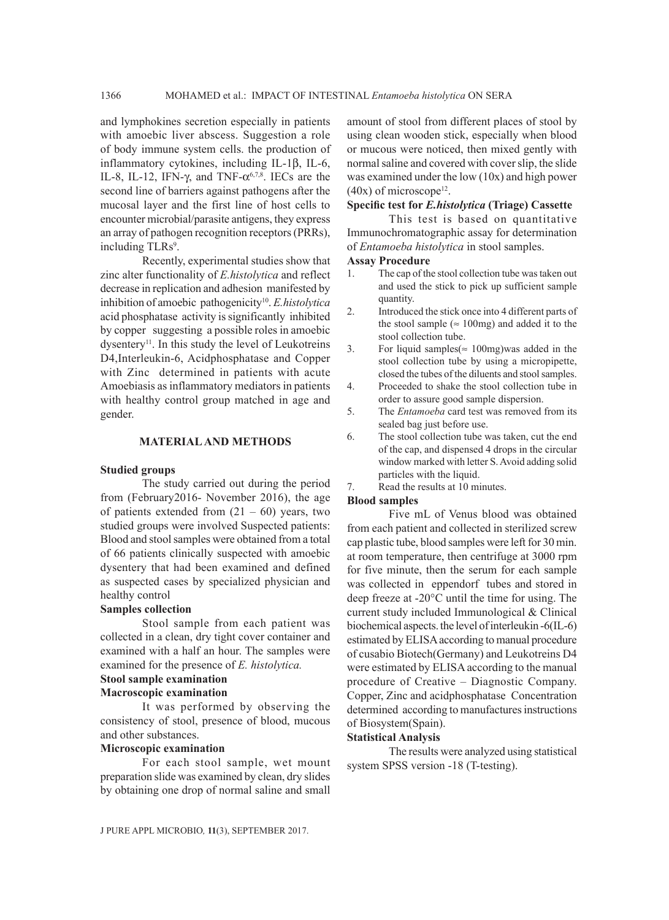and lymphokines secretion especially in patients with amoebic liver abscess. Suggestion a role of body immune system cells. the production of inflammatory cytokines, including IL-1β, IL-6, IL-8, IL-12, IFN-γ, and TNF-α[6,7,8]. IECs are the second line of barriers against pathogens after the mucosal layer and the first line of host cells to encounter microbial/parasite antigens, they express an array of pathogen recognition receptors (PRRs), including TLRs[9].

Recently, experimental studies show that zinc alter functionality of *E.histolytica* and reflect decrease in replication and adhesion manifested by inhibition of amoebic pathogenicity[10]. *E.histolytica* acid phosphatase activity is significantly inhibited by copper suggesting a possible roles in amoebic dysentery[11]. In this study the level of Leukotreins D4,Interleukin-6, Acidphosphatase and Copper with Zinc determined in patients with acute Amoebiasis as inflammatory mediators in patients with healthy control group matched in age and gender.

## MATERIAL AND METHODS

### Studied groups

The study carried out during the period from (February2016- November 2016), the age of patients extended from (21 – 60) years, two studied groups were involved Suspected patients: Blood and stool samples were obtained from a total of 66 patients clinically suspected with amoebic dysentery that had been examined and defined as suspected cases by specialized physician and healthy control

### Samples collection

Stool sample from each patient was collected in a clean, dry tight cover container and examined with a half an hour. The samples were examined for the presence of *E. histolytica.*

### Stool sample examination

### Macroscopic examination

It was performed by observing the consistency of stool, presence of blood, mucous and other substances.

### Microscopic examination

For each stool sample, wet mount preparation slide was examined by clean, dry slides by obtaining one drop of normal saline and small amount of stool from different places of stool by using clean wooden stick, especially when blood or mucous were noticed, then mixed gently with normal saline and covered with cover slip, the slide was examined under the low (10x) and high power (40x) of microscope[12].

### Specific test for *E.histolytica* (Triage) Cassette

This test is based on quantitative Immunochromatographic assay for determination of *Entamoeba histolytica* in stool samples.

### Assay Procedure

1. The cap of the stool collection tube was taken out and used the stick to pick up sufficient sample quantity.
2. Introduced the stick once into 4 different parts of the stool sample (≈ 100mg) and added it to the stool collection tube.
3. For liquid samples(≈ 100mg)was added in the stool collection tube by using a micropipette, closed the tubes of the diluents and stool samples.
4. Proceeded to shake the stool collection tube in order to assure good sample dispersion.
5. The *Entamoeba* card test was removed from its sealed bag just before use.
6. The stool collection tube was taken, cut the end of the cap, and dispensed 4 drops in the circular window marked with letter S. Avoid adding solid particles with the liquid.
7. Read the results at 10 minutes.

### Blood samples

Five mL of Venus blood was obtained from each patient and collected in sterilized screw cap plastic tube, blood samples were left for 30 min. at room temperature, then centrifuge at 3000 rpm for five minute, then the serum for each sample was collected in eppendorf tubes and stored in deep freeze at -20°C until the time for using. The current study included Immunological & Clinical biochemical aspects. the level of interleukin -6(IL-6) estimated by ELISA according to manual procedure of cusabio Biotech(Germany) and Leukotreins D4 were estimated by ELISA according to the manual procedure of Creative – Diagnostic Company. Copper, Zinc and acidphosphatase Concentration determined according to manufactures instructions of Biosystem(Spain).

### Statistical Analysis

The results were analyzed using statistical system SPSS version -18 (T-testing).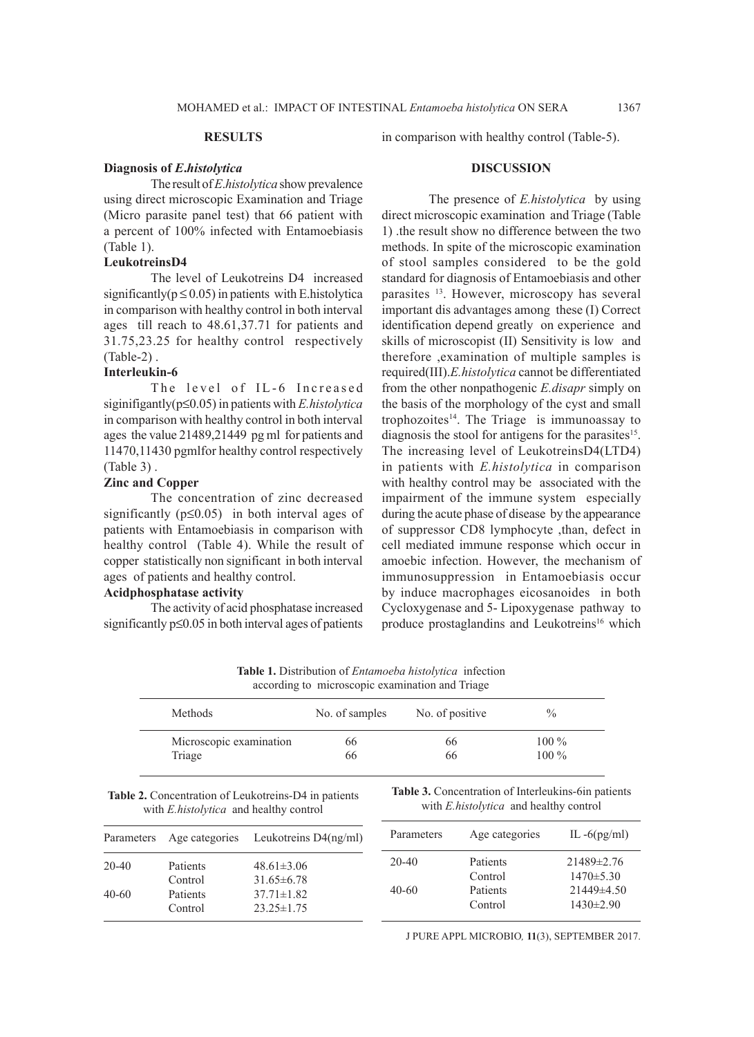## RESULTS

### Diagnosis of *E.histolytica*

The result of *E.histolytica* show prevalence using direct microscopic Examination and Triage (Micro parasite panel test) that 66 patient with a percent of 100% infected with Entamoebiasis (Table 1).

### LeukotreinsD4

The level of Leukotreins D4 increased significantly($p \leq 0.05$) in patients with E.histolytica in comparison with healthy control in both interval ages till reach to 48.61,37.71 for patients and 31.75,23.25 for healthy control respectively (Table-2) .

### Interleukin-6

The level of IL-6 Increased siginifigantly($p\leq0.05$) in patients with *E.histolytica* in comparison with healthy control in both interval ages the value 21489,21449 pg ml for patients and 11470,11430 pgmlfor healthy control respectively (Table 3) .

### Zinc and Copper

The concentration of zinc decreased significantly ($p\leq0.05$) in both interval ages of patients with Entamoebiasis in comparison with healthy control (Table 4). While the result of copper statistically non significant in both interval ages of patients and healthy control.

### Acidphosphatase activity

The activity of acid phosphatase increased significantly $p\leq0.05$ in both interval ages of patients in comparison with healthy control (Table-5).

## DISCUSSION

The presence of *E.histolytica* by using direct microscopic examination and Triage (Table 1) .the result show no difference between the two methods. In spite of the microscopic examination of stool samples considered to be the gold standard for diagnosis of Entamoebiasis and other parasites [13]. However, microscopy has several important dis advantages among these (I) Correct identification depend greatly on experience and skills of microscopist (II) Sensitivity is low and therefore ,examination of multiple samples is required(III).*E.histolytica* cannot be differentiated from the other nonpathogenic *E.disapr* simply on the basis of the morphology of the cyst and small trophozoites[14]. The Triage is immunoassay to diagnosis the stool for antigens for the parasites[15]. The increasing level of LeukotreinsD4(LTD4) in patients with *E.histolytica* in comparison with healthy control may be associated with the impairment of the immune system especially during the acute phase of disease by the appearance of suppressor CD8 lymphocyte ,than, defect in cell mediated immune response which occur in amoebic infection. However, the mechanism of immunosuppression in Entamoebiasis occur by induce macrophages eicosanoides in both Cycloxygenase and 5- Lipoxygenase pathway to produce prostaglandins and Leukotreins[16] which

**Table 1.** Distribution of *Entamoeba histolytica* infection according to microscopic examination and Triage

| Methods | No. of samples | No. of positive | % |
| --- | --- | --- | --- |
| Microscopic examination | 66 | 66 | 100 % |
| Triage | 66 | 66 | 100 % |

**Table 2.** Concentration of Leukotreins-D4 in patients with *E.histolytica* and healthy control

| Parameters | Age categories | Leukotreins D4(ng/ml) |
| --- | --- | --- |
| 20-40 | Patients | 48.61±3.06 |
| | Control | 31.65±6.78 |
| 40-60 | Patients | 37.71±1.82 |
| | Control | 23.25±1.75 |

**Table 3.** Concentration of Interleukins-6in patients with *E.histolytica* and healthy control

| Parameters | Age categories | IL -6(pg/ml) |
| --- | --- | --- |
| 20-40 | Patients | 21489±2.76 |
| | Control | 1470±5.30 |
| 40-60 | Patients | 21449±4.50 |
| | Control | 1430±2.90 |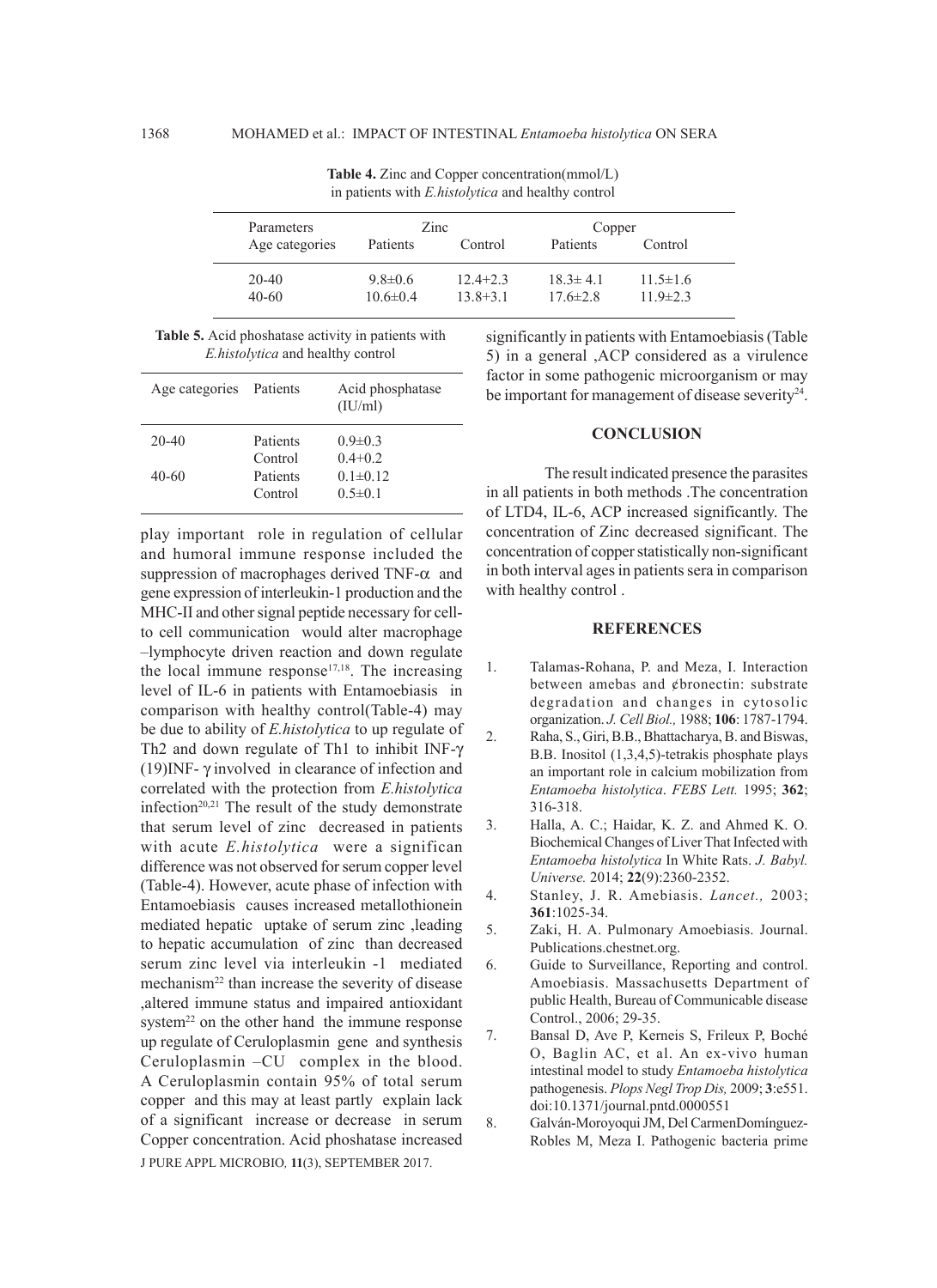**Table 4.** Zinc and Copper concentration(mmol/L) in patients with *E.histolytica* and healthy control

| Parameters | Zinc | | Copper | |
|---|---|---|---|---|
| Age categories | Patients | Control | Patients | Control |
| 20-40 | 9.8±0.6 | 12.4+2.3 | 18.3± 4.1 | 11.5±1.6 |
| 40-60 | 10.6±0.4 | 13.8+3.1 | 17.6±2.8 | 11.9±2.3 |

**Table 5.** Acid phoshatase activity in patients with *E.histolytica* and healthy control

| Age categories | Patients | Acid phosphatase (IU/ml) |
|---|---|---|
| 20-40 | Patients | 0.9±0.3 |
| | Control | 0.4+0.2 |
| 40-60 | Patients | 0.1±0.12 |
| | Control | 0.5±0.1 |

play important role in regulation of cellular and humoral immune response included the suppression of macrophages derived TNF-$\alpha$ and gene expression of interleukin-1 production and the MHC-II and other signal peptide necessary for cell-to cell communication would alter macrophage –lymphocyte driven reaction and down regulate the local immune response[17,18]. The increasing level of IL-6 in patients with Entamoebiasis in comparison with healthy control(Table-4) may be due to ability of *E.histolytica* to up regulate of Th2 and down regulate of Th1 to inhibit INF-$\gamma$ (19)INF- $\gamma$ involved in clearance of infection and correlated with the protection from *E.histolytica* infection[20,21] The result of the study demonstrate that serum level of zinc decreased in patients with acute *E.histolytica* were a significan difference was not observed for serum copper level (Table-4). However, acute phase of infection with Entamoebiasis causes increased metallothionein mediated hepatic uptake of serum zinc ,leading to hepatic accumulation of zinc than decreased serum zinc level via interleukin -1 mediated mechanism[22] than increase the severity of disease ,altered immune status and impaired antioxidant system[22] on the other hand the immune response up regulate of Ceruloplasmin gene and synthesis Ceruloplasmin –CU complex in the blood. A Ceruloplasmin contain 95% of total serum copper and this may at least partly explain lack of a significant increase or decrease in serum Copper concentration. Acid phoshatase increased significantly in patients with Entamoebiasis (Table 5) in a general ,ACP considered as a virulence factor in some pathogenic microorganism or may be important for management of disease severity[24].

## CONCLUSION

The result indicated presence the parasites in all patients in both methods .The concentration of LTD4, IL-6, ACP increased significantly. The concentration of Zinc decreased significant. The concentration of copper statistically non-significant in both interval ages in patients sera in comparison with healthy control .

## REFERENCES

1. Talamas-Rohana, P. and Meza, I. Interaction between amebas and ¢bronectin: substrate degradation and changes in cytosolic organization. *J. Cell Biol.,* 1988; **106**: 1787-1794.
2. Raha, S., Giri, B.B., Bhattacharya, B. and Biswas, B.B. Inositol (1,3,4,5)-tetrakis phosphate plays an important role in calcium mobilization from *Entamoeba histolytica*. *FEBS Lett.* 1995; **362**; 316-318.
3. Halla, A. C.; Haidar, K. Z. and Ahmed K. O. Biochemical Changes of Liver That Infected with *Entamoeba histolytica* In White Rats. *J. Babyl. Universe.* 2014; **22**(9):2360-2352.
4. Stanley, J. R. Amebiasis. *Lancet.,* 2003; **361**:1025-34.
5. Zaki, H. A. Pulmonary Amoebiasis. Journal. Publications.chestnet.org.
6. Guide to Surveillance, Reporting and control. Amoebiasis. Massachusetts Department of public Health, Bureau of Communicable disease Control., 2006; 29-35.
7. Bansal D, Ave P, Kerneis S, Frileux P, Boché O, Baglin AC, et al. An ex-vivo human intestinal model to study *Entamoeba histolytica* pathogenesis. *Plops Negl Trop Dis,* 2009; **3**:e551. doi:10.1371/journal.pntd.0000551
8. Galván-Moroyoqui JM, Del CarmenDomínguez-Robles M, Meza I. Pathogenic bacteria prime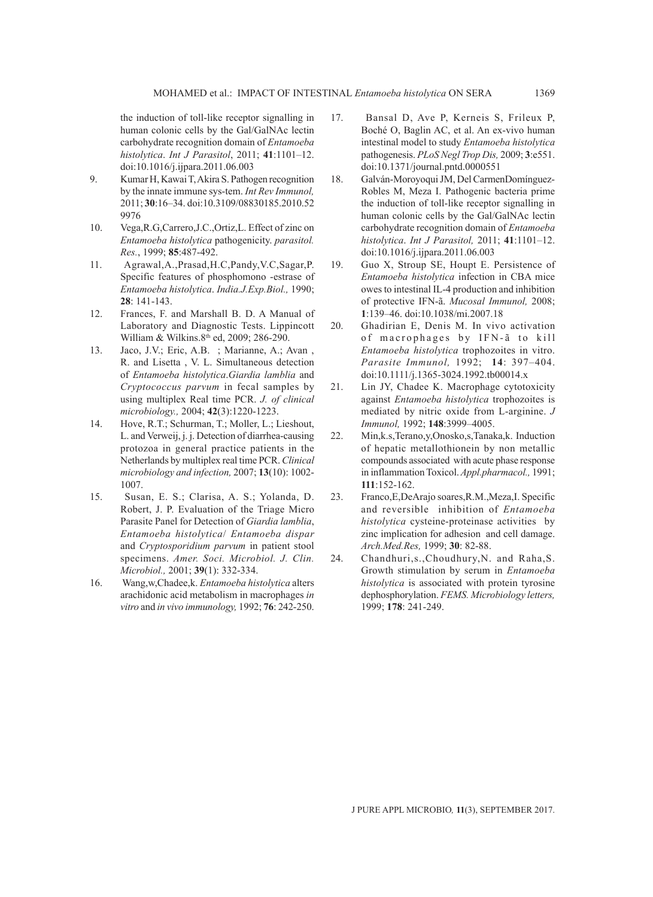the induction of toll-like receptor signalling in human colonic cells by the Gal/GalNAc lectin carbohydrate recognition domain of *Entamoeba histolytica*. *Int J Parasitol*, 2011; **41**:1101–12. doi:10.1016/j.ijpara.2011.06.003

9. Kumar H, Kawai T, Akira S. Pathogen recognition by the innate immune sys-tem. *Int Rev Immunol,* 2011; **30**:16–34. doi:10.3109/08830185.2010.529976
10. Vega,R.G,Carrero,J.C.,Ortiz,L. Effect of zinc on *Entamoeba histolytica* pathogenicity. *parasitol. Res.*, 1999; **85**:487-492.
11. Agrawal,A.,Prasad,H.C,Pandy,V.C,Sagar,P. Specific features of phosphomono -estrase of *Entamoeba histolytica*. *India.J.Exp.Biol.,* 1990; **28**: 141-143.
12. Frances, F. and Marshall B. D. A Manual of Laboratory and Diagnostic Tests. Lippincott William & Wilkins.8th ed, 2009; 286-290.
13. Jaco, J.V.; Eric, A.B. ; Marianne, A.; Avan , R. and Lisetta , V. L. Simultaneous detection of *Entamoeba histolytica*.*Giardia lamblia* and *Cryptococcus parvum* in fecal samples by using multiplex Real time PCR. *J. of clinical microbiology.,* 2004; **42**(3):1220-1223.
14. Hove, R.T.; Schurman, T.; Moller, L.; Lieshout, L. and Verweij, j. j. Detection of diarrhea-causing protozoa in general practice patients in the Netherlands by multiplex real time PCR. *Clinical microbiology and infection,* 2007; **13**(10): 1002-1007.
15. Susan, E. S.; Clarisa, A. S.; Yolanda, D. Robert, J. P. Evaluation of the Triage Micro Parasite Panel for Detection of *Giardia lamblia*, *Entamoeba histolytica*/ *Entamoeba dispar* and *Cryptosporidium parvum* in patient stool specimens. *Amer. Soci. Microbiol. J. Clin. Microbiol.,* 2001; **39**(1): 332-334.
16. Wang,w,Chadee,k. *Entamoeba histolytica* alters arachidonic acid metabolism in macrophages *in vitro* and *in vivo immunology,* 1992; **76**: 242-250.
17. Bansal D, Ave P, Kerneis S, Frileux P, Boché O, Baglin AC, et al. An ex-vivo human intestinal model to study *Entamoeba histolytica* pathogenesis. *PLoS Negl Trop Dis,* 2009; **3**:e551. doi:10.1371/journal.pntd.0000551
18. Galván-Moroyoqui JM, Del CarmenDomínguez-Robles M, Meza I. Pathogenic bacteria prime the induction of toll-like receptor signalling in human colonic cells by the Gal/GalNAc lectin carbohydrate recognition domain of *Entamoeba histolytica*. *Int J Parasitol,* 2011; **41**:1101–12. doi:10.1016/j.ijpara.2011.06.003
19. Guo X, Stroup SE, Houpt E. Persistence of *Entamoeba histolytica* infection in CBA mice owes to intestinal IL-4 production and inhibition of protective IFN-ã. *Mucosal Immunol,* 2008; **1**:139–46. doi:10.1038/mi.2007.18
20. Ghadirian E, Denis M. In vivo activation of macrophages by IFN-ã to kill *Entamoeba histolytica* trophozoites in vitro. *Parasite Immunol,* 1992; **14**: 397–404. doi:10.1111/j.1365-3024.1992.tb00014.x
21. Lin JY, Chadee K. Macrophage cytotoxicity against *Entamoeba histolytica* trophozoites is mediated by nitric oxide from L-arginine. *J Immunol,* 1992; **148**:3999–4005.
22. Min,k.s,Terano,y,Onosko,s,Tanaka,k. Induction of hepatic metallothionein by non metallic compounds associated with acute phase response in inflammation Toxicol. *Appl.pharmacol.,* 1991; **111**:152-162.
23. Franco,E,DeArajo soares,R.M.,Meza,I. Specific and reversible inhibition of *Entamoeba histolytica* cysteine-proteinase activities by zinc implication for adhesion and cell damage. *Arch.Med.Res,* 1999; **30**: 82-88.
24. Chandhuri,s.,Choudhury,N. and Raha,S. Growth stimulation by serum in *Entamoeba histolytica* is associated with protein tyrosine dephosphorylation. *FEMS. Microbiology letters,* 1999; **178**: 241-249.